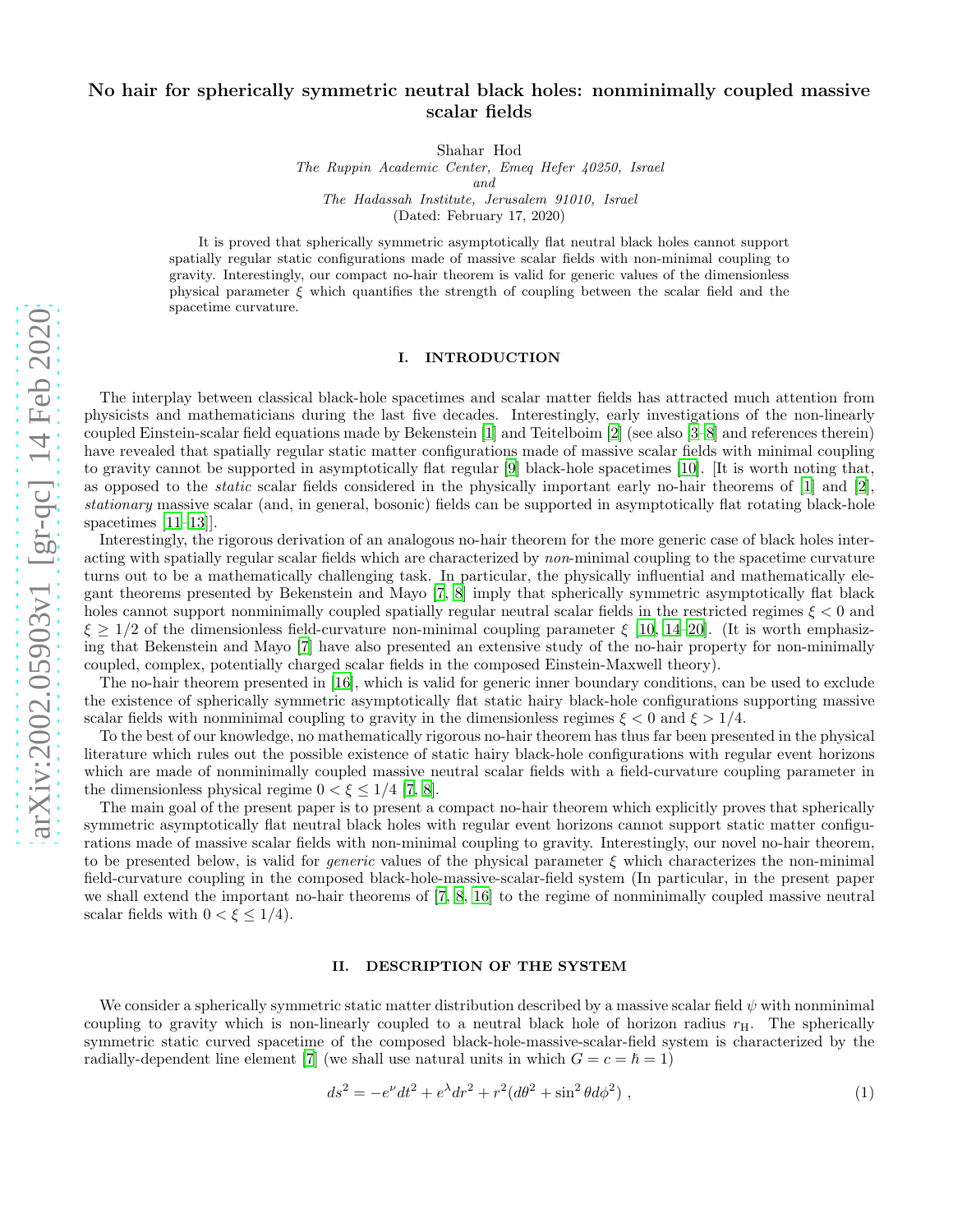# No hair for spherically symmetric neutral black holes: nonminimally coupled massive scalar fields

Shahar Hod

*The Ruppin Academic Center, Emeq Hefer 40250, Israel*
*and*
*The Hadassah Institute, Jerusalem 91010, Israel*

(Dated: February 17, 2020)

It is proved that spherically symmetric asymptotically flat neutral black holes cannot support spatially regular static configurations made of massive scalar fields with non-minimal coupling to gravity. Interestingly, our compact no-hair theorem is valid for generic values of the dimensionless physical parameter $\xi$ which quantifies the strength of coupling between the scalar field and the spacetime curvature.

## I. INTRODUCTION

The interplay between classical black-hole spacetimes and scalar matter fields has attracted much attention from physicists and mathematicians during the last five decades. Interestingly, early investigations of the non-linearly coupled Einstein-scalar field equations made by Bekenstein [1] and Teitelboim [2] (see also [3–8] and references therein) have revealed that spatially regular static matter configurations made of massive scalar fields with minimal coupling to gravity cannot be supported in asymptotically flat regular [9] black-hole spacetimes [10]. [It is worth noting that, as opposed to the *static* scalar fields considered in the physically important early no-hair theorems of [1] and [2], *stationary* massive scalar (and, in general, bosonic) fields can be supported in asymptotically flat rotating black-hole spacetimes [11–13]].

Interestingly, the rigorous derivation of an analogous no-hair theorem for the more generic case of black holes interacting with spatially regular scalar fields which are characterized by *non*-minimal coupling to the spacetime curvature turns out to be a mathematically challenging task. In particular, the physically influential and mathematically elegant theorems presented by Bekenstein and Mayo [7, 8] imply that spherically symmetric asymptotically flat black holes cannot support nonminimally coupled spatially regular neutral scalar fields in the restricted regimes $\xi < 0$ and $\xi \geq 1/2$ of the dimensionless field-curvature non-minimal coupling parameter $\xi$ [10, 14–20]. (It is worth emphasizing that Bekenstein and Mayo [7] have also presented an extensive study of the no-hair property for non-minimally coupled, complex, potentially charged scalar fields in the composed Einstein-Maxwell theory).

The no-hair theorem presented in [16], which is valid for generic inner boundary conditions, can be used to exclude the existence of spherically symmetric asymptotically flat static hairy black-hole configurations supporting massive scalar fields with nonminimal coupling to gravity in the dimensionless regimes $\xi < 0$ and $\xi > 1/4$.

To the best of our knowledge, no mathematically rigorous no-hair theorem has thus far been presented in the physical literature which rules out the possible existence of static hairy black-hole configurations with regular event horizons which are made of nonminimally coupled massive neutral scalar fields with a field-curvature coupling parameter in the dimensionless physical regime $0 < \xi \leq 1/4$ [7, 8].

The main goal of the present paper is to present a compact no-hair theorem which explicitly proves that spherically symmetric asymptotically flat neutral black holes with regular event horizons cannot support static matter configurations made of massive scalar fields with non-minimal coupling to gravity. Interestingly, our novel no-hair theorem, to be presented below, is valid for *generic* values of the physical parameter $\xi$ which characterizes the non-minimal field-curvature coupling in the composed black-hole-massive-scalar-field system (In particular, in the present paper we shall extend the important no-hair theorems of [7, 8, 16] to the regime of nonminimally coupled massive neutral scalar fields with $0 < \xi \leq 1/4$).

## II. DESCRIPTION OF THE SYSTEM

We consider a spherically symmetric static matter distribution described by a massive scalar field $\psi$ with nonminimal coupling to gravity which is non-linearly coupled to a neutral black hole of horizon radius $r_{\text{H}}$. The spherically symmetric static curved spacetime of the composed black-hole-massive-scalar-field system is characterized by the radially-dependent line element [7] (we shall use natural units in which $G = c = \hbar = 1$)

$$ds^2 = -e^{\nu}dt^2 + e^{\lambda}dr^2 + r^2(d\theta^2 + \sin^2\theta d\phi^2) \; , \tag{1}$$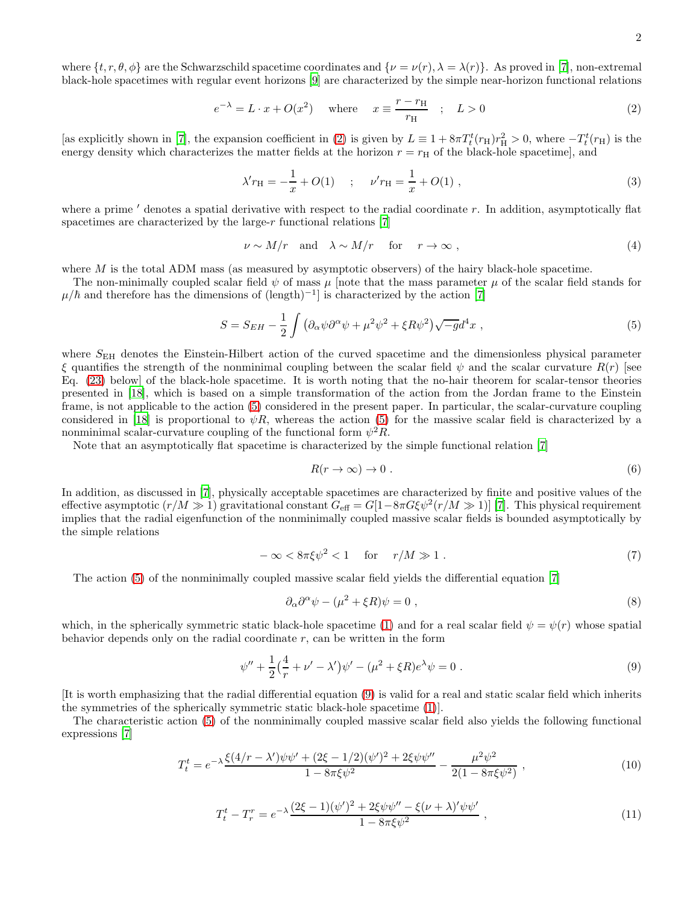where $\{t, r, \theta, \phi\}$ are the Schwarzschild spacetime coordinates and $\{\nu = \nu(r), \lambda = \lambda(r)\}$. As proved in [7], non-extremal black-hole spacetimes with regular event horizons [9] are characterized by the simple near-horizon functional relations

$$e^{-\lambda} = L \cdot x + O(x^2) \quad \text{where} \quad x \equiv \frac{r - r_{\rm H}}{r_{\rm H}} \quad ; \quad L > 0 \tag{2}$$

[as explicitly shown in [7], the expansion coefficient in (2) is given by $L \equiv 1 + 8\pi T^t_t(r_{\rm H}) r^2_{\rm H} > 0$, where $-T^t_t(r_{\rm H})$ is the energy density which characterizes the matter fields at the horizon $r = r_{\rm H}$ of the black-hole spacetime], and

$$\lambda' r_{\rm H} = -\frac{1}{x} + O(1) \quad ; \quad \nu' r_{\rm H} = \frac{1}{x} + O(1) \ , \tag{3}$$

where a prime $'$ denotes a spatial derivative with respect to the radial coordinate $r$. In addition, asymptotically flat spacetimes are characterized by the large-$r$ functional relations [7]

$$\nu \sim M/r \quad \text{and} \quad \lambda \sim M/r \quad \text{for} \quad r \to \infty \ , \tag{4}$$

where $M$ is the total ADM mass (as measured by asymptotic observers) of the hairy black-hole spacetime.

The non-minimally coupled scalar field $\psi$ of mass $\mu$ [note that the mass parameter $\mu$ of the scalar field stands for $\mu/\hbar$ and therefore has the dimensions of $(\text{length})^{-1}$] is characterized by the action [7]

$$S = S_{EH} - \frac{1}{2}\int \big(\partial_\alpha\psi\partial^\alpha\psi + \mu^2\psi^2 + \xi R\psi^2\big)\sqrt{-g}d^4x \ , \tag{5}$$

where $S_{\rm EH}$ denotes the Einstein-Hilbert action of the curved spacetime and the dimensionless physical parameter $\xi$ quantifies the strength of the nonminimal coupling between the scalar field $\psi$ and the scalar curvature $R(r)$ [see Eq. (23) below] of the black-hole spacetime. It is worth noting that the no-hair theorem for scalar-tensor theories presented in [18], which is based on a simple transformation of the action from the Jordan frame to the Einstein frame, is not applicable to the action (5) considered in the present paper. In particular, the scalar-curvature coupling considered in [18] is proportional to $\psi R$, whereas the action (5) for the massive scalar field is characterized by a nonminimal scalar-curvature coupling of the functional form $\psi^2 R$.

Note that an asymptotically flat spacetime is characterized by the simple functional relation [7]

$$R(r \to \infty) \to 0 \ . \tag{6}$$

In addition, as discussed in [7], physically acceptable spacetimes are characterized by finite and positive values of the effective asymptotic ($r/M \gg 1$) gravitational constant $G_{\rm eff} = G[1 - 8\pi G\xi\psi^2(r/M \gg 1)]$ [7]. This physical requirement implies that the radial eigenfunction of the nonminimally coupled massive scalar fields is bounded asymptotically by the simple relations

$$-\infty < 8\pi\xi\psi^2 < 1 \quad \text{for} \quad r/M \gg 1 \ . \tag{7}$$

The action (5) of the nonminimally coupled massive scalar field yields the differential equation [7]

$$\partial_\alpha\partial^\alpha\psi - (\mu^2 + \xi R)\psi = 0 \ , \tag{8}$$

which, in the spherically symmetric static black-hole spacetime (1) and for a real scalar field $\psi = \psi(r)$ whose spatial behavior depends only on the radial coordinate $r$, can be written in the form

$$\psi'' + \frac{1}{2}\Big(\frac{4}{r} + \nu' - \lambda'\Big)\psi' - (\mu^2 + \xi R)e^\lambda\psi = 0 \ . \tag{9}$$

[It is worth emphasizing that the radial differential equation (9) is valid for a real and static scalar field which inherits the symmetries of the spherically symmetric static black-hole spacetime (1)].

The characteristic action (5) of the nonminimally coupled massive scalar field also yields the following functional expressions [7]

$$T^t_t = e^{-\lambda}\frac{\xi(4/r - \lambda')\psi\psi' + (2\xi - 1/2)(\psi')^2 + 2\xi\psi\psi''}{1 - 8\pi\xi\psi^2} - \frac{\mu^2\psi^2}{2(1 - 8\pi\xi\psi^2)} \ , \tag{10}$$

$$T^t_t - T^r_r = e^{-\lambda}\frac{(2\xi - 1)(\psi')^2 + 2\xi\psi\psi'' - \xi(\nu + \lambda)'\psi\psi'}{1 - 8\pi\xi\psi^2} \ , \tag{11}$$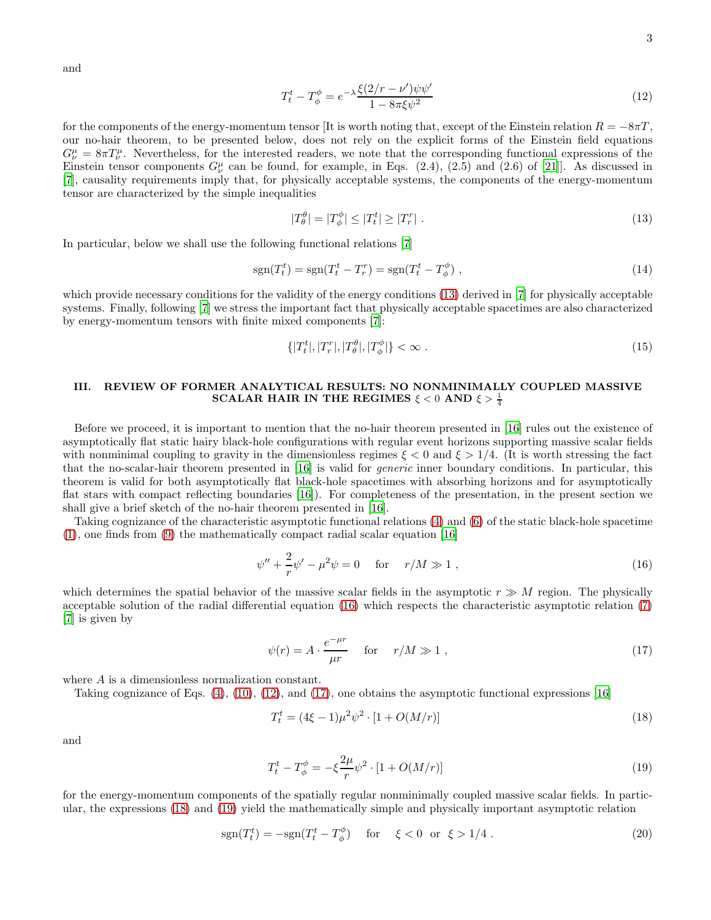and

$$T^t_t - T^\phi_\phi = e^{-\lambda}\frac{\xi(2/r-\nu')\psi\psi'}{1-8\pi\xi\psi^2} \tag{12}$$

for the components of the energy-momentum tensor [It is worth noting that, except of the Einstein relation $R=-8\pi T$, our no-hair theorem, to be presented below, does not rely on the explicit forms of the Einstein field equations $G^\mu_\nu = 8\pi T^\mu_\nu$. Nevertheless, for the interested readers, we note that the corresponding functional expressions of the Einstein tensor components $G^\mu_\nu$ can be found, for example, in Eqs. (2.4), (2.5) and (2.6) of [21]]. As discussed in [7], causality requirements imply that, for physically acceptable systems, the components of the energy-momentum tensor are characterized by the simple inequalities

$$|T^\theta_\theta| = |T^\phi_\phi| \leq |T^t_t| \geq |T^r_r| \ . \tag{13}$$

In particular, below we shall use the following functional relations [7]

$$\text{sgn}(T^t_t) = \text{sgn}(T^t_t - T^r_r) = \text{sgn}(T^t_t - T^\phi_\phi) \ , \tag{14}$$

which provide necessary conditions for the validity of the energy conditions (13) derived in [7] for physically acceptable systems. Finally, following [7] we stress the important fact that physically acceptable spacetimes are also characterized by energy-momentum tensors with finite mixed components [7]:

$$\{|T^t_t|, |T^r_r|, |T^\theta_\theta|, |T^\phi_\phi|\} < \infty \ . \tag{15}$$

## III. REVIEW OF FORMER ANALYTICAL RESULTS: NO NONMINIMALLY COUPLED MASSIVE SCALAR HAIR IN THE REGIMES $\xi < 0$ AND $\xi > \frac{1}{4}$

Before we proceed, it is important to mention that the no-hair theorem presented in [16] rules out the existence of asymptotically flat static hairy black-hole configurations with regular event horizons supporting massive scalar fields with nonminimal coupling to gravity in the dimensionless regimes $\xi < 0$ and $\xi > 1/4$. (It is worth stressing the fact that the no-scalar-hair theorem presented in [16] is valid for *generic* inner boundary conditions. In particular, this theorem is valid for both asymptotically flat black-hole spacetimes with absorbing horizons and for asymptotically flat stars with compact reflecting boundaries [16]). For completeness of the presentation, in the present section we shall give a brief sketch of the no-hair theorem presented in [16].

Taking cognizance of the characteristic asymptotic functional relations (4) and (6) of the static black-hole spacetime (1), one finds from (9) the mathematically compact radial scalar equation [16]

$$\psi'' + \frac{2}{r}\psi' - \mu^2\psi = 0 \quad \text{ for } \quad r/M \gg 1 \ , \tag{16}$$

which determines the spatial behavior of the massive scalar fields in the asymptotic $r \gg M$ region. The physically acceptable solution of the radial differential equation (16) which respects the characteristic asymptotic relation (7) [7] is given by

$$\psi(r) = A \cdot \frac{e^{-\mu r}}{\mu r} \quad \text{ for } \quad r/M \gg 1 \ , \tag{17}$$

where $A$ is a dimensionless normalization constant.

Taking cognizance of Eqs. (4), (10), (12), and (17), one obtains the asymptotic functional expressions [16]

$$T^t_t = (4\xi - 1)\mu^2\psi^2 \cdot [1 + O(M/r)] \tag{18}$$

and

$$T^t_t - T^\phi_\phi = -\xi\frac{2\mu}{r}\psi^2 \cdot [1 + O(M/r)] \tag{19}$$

for the energy-momentum components of the spatially regular nonminimally coupled massive scalar fields. In particular, the expressions (18) and (19) yield the mathematically simple and physically important asymptotic relation

$$\text{sgn}(T^t_t) = -\text{sgn}(T^t_t - T^\phi_\phi) \quad \text{ for } \quad \xi < 0 \ \text{ or } \ \xi > 1/4 \ . \tag{20}$$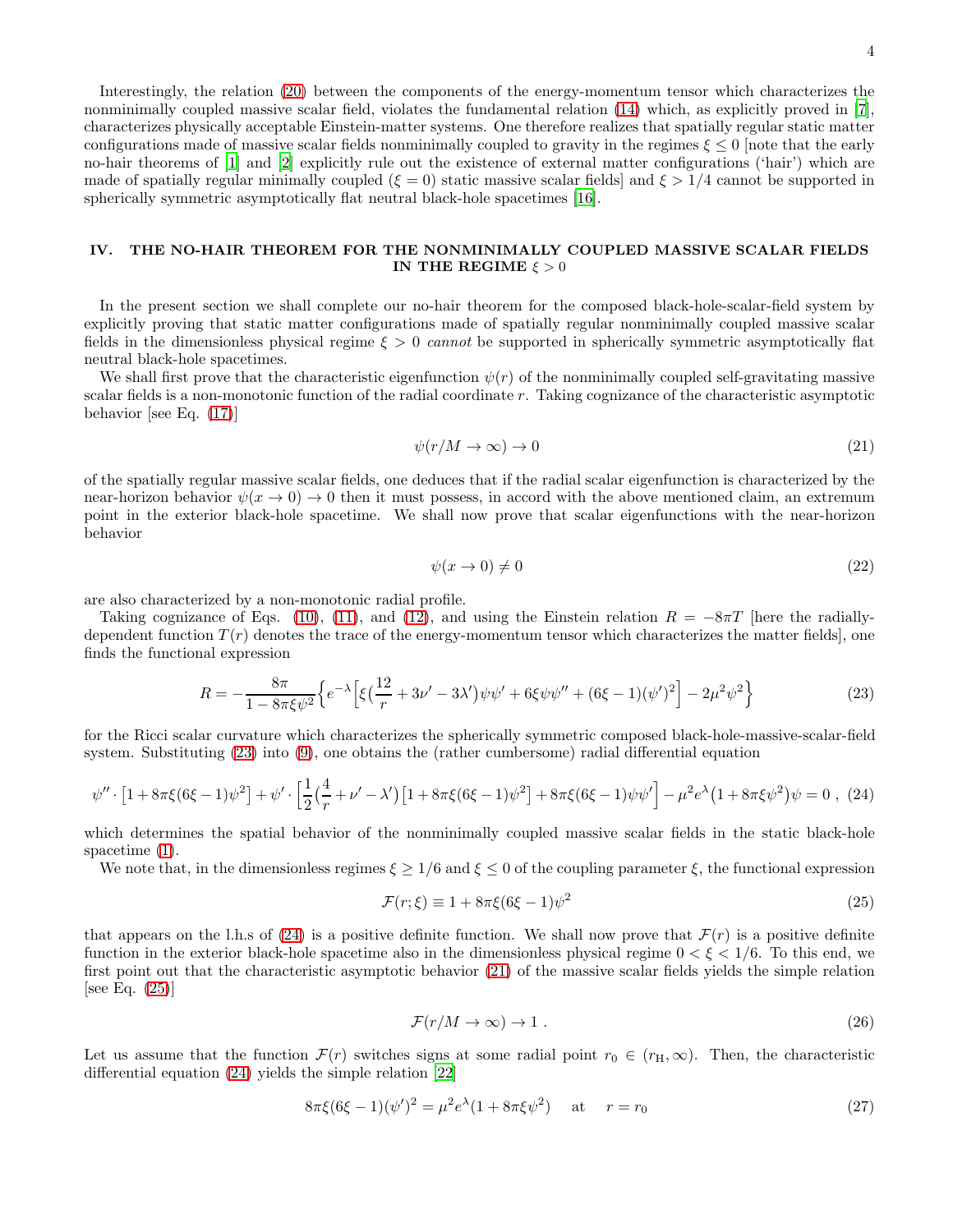Interestingly, the relation (20) between the components of the energy-momentum tensor which characterizes the nonminimally coupled massive scalar field, violates the fundamental relation (14) which, as explicitly proved in [7], characterizes physically acceptable Einstein-matter systems. One therefore realizes that spatially regular static matter configurations made of massive scalar fields nonminimally coupled to gravity in the regimes $\xi \leq 0$ [note that the early no-hair theorems of [1] and [2] explicitly rule out the existence of external matter configurations ('hair') which are made of spatially regular minimally coupled ($\xi = 0$) static massive scalar fields] and $\xi > 1/4$ cannot be supported in spherically symmetric asymptotically flat neutral black-hole spacetimes [16].

## IV. THE NO-HAIR THEOREM FOR THE NONMINIMALLY COUPLED MASSIVE SCALAR FIELDS IN THE REGIME $\xi > 0$

In the present section we shall complete our no-hair theorem for the composed black-hole-scalar-field system by explicitly proving that static matter configurations made of spatially regular nonminimally coupled massive scalar fields in the dimensionless physical regime $\xi > 0$ *cannot* be supported in spherically symmetric asymptotically flat neutral black-hole spacetimes.

We shall first prove that the characteristic eigenfunction $\psi(r)$ of the nonminimally coupled self-gravitating massive scalar fields is a non-monotonic function of the radial coordinate $r$. Taking cognizance of the characteristic asymptotic behavior [see Eq. (17)]

$$\psi(r/M \to \infty) \to 0 \tag{21}$$

of the spatially regular massive scalar fields, one deduces that if the radial scalar eigenfunction is characterized by the near-horizon behavior $\psi(x \to 0) \to 0$ then it must possess, in accord with the above mentioned claim, an extremum point in the exterior black-hole spacetime. We shall now prove that scalar eigenfunctions with the near-horizon behavior

$$\psi(x \to 0) \neq 0 \tag{22}$$

are also characterized by a non-monotonic radial profile.

Taking cognizance of Eqs. (10), (11), and (12), and using the Einstein relation $R = -8\pi T$ [here the radially-dependent function $T(r)$ denotes the trace of the energy-momentum tensor which characterizes the matter fields], one finds the functional expression

$$R = -\frac{8\pi}{1-8\pi\xi\psi^2}\Big\{e^{-\lambda}\Big[\xi\big(\frac{12}{r}+3\nu'-3\lambda'\big)\psi\psi' + 6\xi\psi\psi'' + (6\xi-1)(\psi')^2\Big] - 2\mu^2\psi^2\Big\} \tag{23}$$

for the Ricci scalar curvature which characterizes the spherically symmetric composed black-hole-massive-scalar-field system. Substituting (23) into (9), one obtains the (rather cumbersome) radial differential equation

$$\psi''\cdot\big[1+8\pi\xi(6\xi-1)\psi^2\big] + \psi'\cdot\Big[\frac{1}{2}\big(\frac{4}{r}+\nu'-\lambda'\big)\big[1+8\pi\xi(6\xi-1)\psi^2\big] + 8\pi\xi(6\xi-1)\psi\psi'\Big] - \mu^2 e^{\lambda}\big(1+8\pi\xi\psi^2\big)\psi = 0\ , \tag{24}$$

which determines the spatial behavior of the nonminimally coupled massive scalar fields in the static black-hole spacetime (1).

We note that, in the dimensionless regimes $\xi \geq 1/6$ and $\xi \leq 0$ of the coupling parameter $\xi$, the functional expression

$$\mathcal{F}(r;\xi) \equiv 1 + 8\pi\xi(6\xi-1)\psi^2 \tag{25}$$

that appears on the l.h.s of (24) is a positive definite function. We shall now prove that $\mathcal{F}(r)$ is a positive definite function in the exterior black-hole spacetime also in the dimensionless physical regime $0 < \xi < 1/6$. To this end, we first point out that the characteristic asymptotic behavior (21) of the massive scalar fields yields the simple relation [see Eq. (25)]

$$\mathcal{F}(r/M \to \infty) \to 1\ . \tag{26}$$

Let us assume that the function $\mathcal{F}(r)$ switches signs at some radial point $r_0 \in (r_{\text{H}}, \infty)$. Then, the characteristic differential equation (24) yields the simple relation [22]

$$8\pi\xi(6\xi-1)(\psi')^2 = \mu^2 e^{\lambda}(1+8\pi\xi\psi^2) \quad \text{at} \quad r = r_0 \tag{27}$$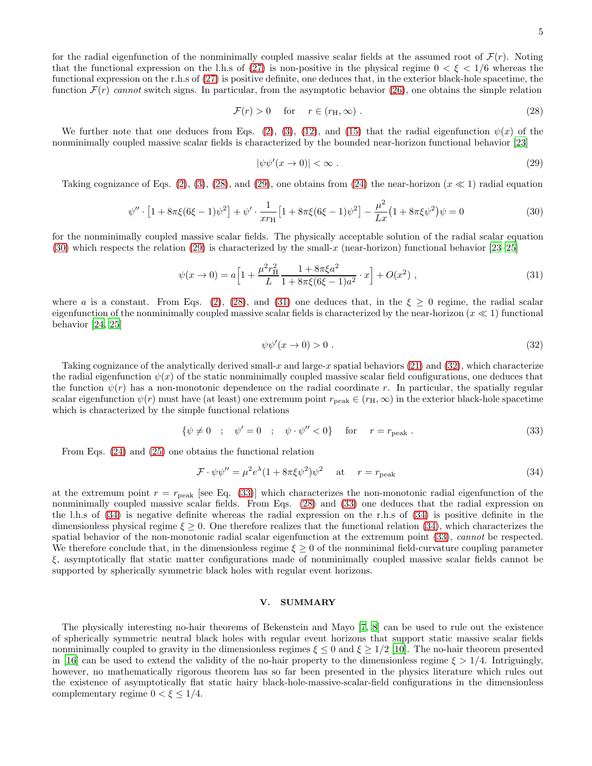for the radial eigenfunction of the nonminimally coupled massive scalar fields at the assumed root of $\mathcal{F}(r)$. Noting that the functional expression on the l.h.s of (27) is non-positive in the physical regime $0 < \xi < 1/6$ whereas the functional expression on the r.h.s of (27) is positive definite, one deduces that, in the exterior black-hole spacetime, the function $\mathcal{F}(r)$ *cannot* switch signs. In particular, from the asymptotic behavior (26), one obtains the simple relation

$$\mathcal{F}(r) > 0 \quad \text{for} \quad r \in (r_{\text{H}}, \infty) \ . \tag{28}$$

We further note that one deduces from Eqs. (2), (3), (12), and (15) that the radial eigenfunction $\psi(x)$ of the nonminimally coupled massive scalar fields is characterized by the bounded near-horizon functional behavior [23]

$$|\psi\psi'(x \to 0)| < \infty \ . \tag{29}$$

Taking cognizance of Eqs. (2), (3), (28), and (29), one obtains from (24) the near-horizon ($x \ll 1$) radial equation

$$\psi'' \cdot \big[1 + 8\pi\xi(6\xi - 1)\psi^2\big] + \psi' \cdot \frac{1}{xr_{\text{H}}}\big[1 + 8\pi\xi(6\xi - 1)\psi^2\big] - \frac{\mu^2}{Lx}\big(1 + 8\pi\xi\psi^2\big)\psi = 0 \tag{30}$$

for the nonminimally coupled massive scalar fields. The physically acceptable solution of the radial scalar equation (30) which respects the relation (29) is characterized by the small-$x$ (near-horizon) functional behavior [23–25]

$$\psi(x \to 0) = a\Big[1 + \frac{\mu^2 r_{\text{H}}^2}{L}\frac{1 + 8\pi\xi a^2}{1 + 8\pi\xi(6\xi - 1)a^2} \cdot x\Big] + O(x^2) \ , \tag{31}$$

where $a$ is a constant. From Eqs. (2), (28), and (31) one deduces that, in the $\xi \geq 0$ regime, the radial scalar eigenfunction of the nonminimally coupled massive scalar fields is characterized by the near-horizon ($x \ll 1$) functional behavior [24, 25]

$$\psi\psi'(x \to 0) > 0 \ . \tag{32}$$

Taking cognizance of the analytically derived small-$x$ and large-$x$ spatial behaviors (21) and (32), which characterize the radial eigenfunction $\psi(x)$ of the static nonminimally coupled massive scalar field configurations, one deduces that the function $\psi(r)$ has a non-monotonic dependence on the radial coordinate $r$. In particular, the spatially regular scalar eigenfunction $\psi(r)$ must have (at least) one extremum point $r_{\text{peak}} \in (r_{\text{H}}, \infty)$ in the exterior black-hole spacetime which is characterized by the simple functional relations

$$\{\psi \neq 0 \quad ; \quad \psi' = 0 \quad ; \quad \psi \cdot \psi'' < 0\} \quad \text{for} \quad r = r_{\text{peak}} \ . \tag{33}$$

From Eqs. (24) and (25) one obtains the functional relation

$$\mathcal{F} \cdot \psi\psi'' = \mu^2 e^{\lambda}(1 + 8\pi\xi\psi^2)\psi^2 \quad \text{at} \quad r = r_{\text{peak}} \tag{34}$$

at the extremum point $r = r_{\text{peak}}$ [see Eq. (33)] which characterizes the non-monotonic radial eigenfunction of the nonminimally coupled massive scalar fields. From Eqs. (28) and (33) one deduces that the radial expression on the l.h.s of (34) is negative definite whereas the radial expression on the r.h.s of (34) is positive definite in the dimensionless physical regime $\xi \geq 0$. One therefore realizes that the functional relation (34), which characterizes the spatial behavior of the non-monotonic radial scalar eigenfunction at the extremum point (33), *cannot* be respected. We therefore conclude that, in the dimensionless regime $\xi \geq 0$ of the nonminimal field-curvature coupling parameter $\xi$, asymptotically flat static matter configurations made of nonminimally coupled massive scalar fields cannot be supported by spherically symmetric black holes with regular event horizons.

## V. SUMMARY

The physically interesting no-hair theorems of Bekenstein and Mayo [7, 8] can be used to rule out the existence of spherically symmetric neutral black holes with regular event horizons that support static massive scalar fields nonminimally coupled to gravity in the dimensionless regimes $\xi \leq 0$ and $\xi \geq 1/2$ [10]. The no-hair theorem presented in [16] can be used to extend the validity of the no-hair property to the dimensionless regime $\xi > 1/4$. Intriguingly, however, no mathematically rigorous theorem has so far been presented in the physics literature which rules out the existence of asymptotically flat static hairy black-hole-massive-scalar-field configurations in the dimensionless complementary regime $0 < \xi \leq 1/4$.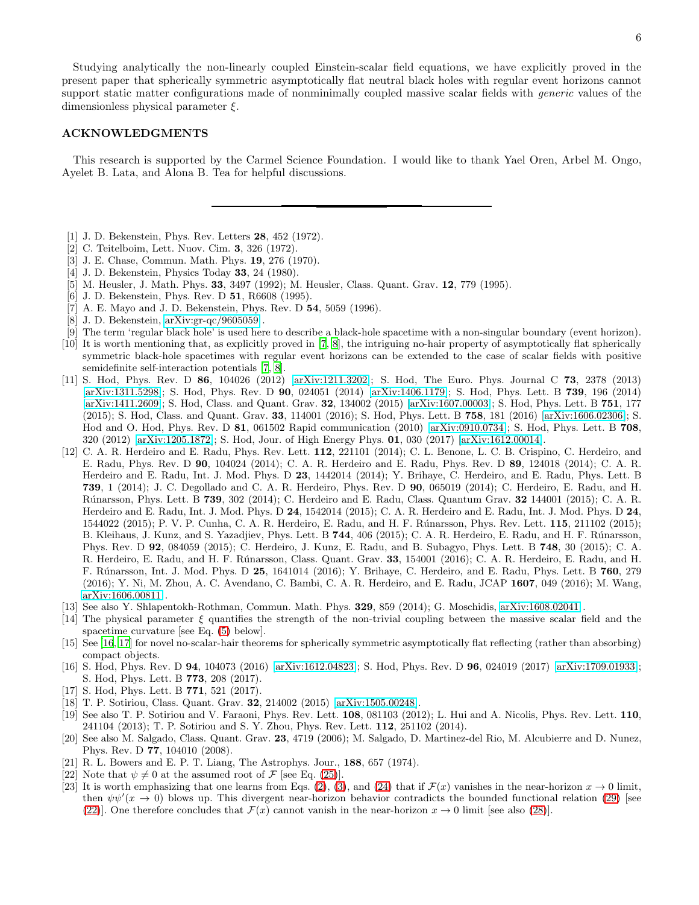Studying analytically the non-linearly coupled Einstein-scalar field equations, we have explicitly proved in the present paper that spherically symmetric asymptotically flat neutral black holes with regular event horizons cannot support static matter configurations made of nonminimally coupled massive scalar fields with *generic* values of the dimensionless physical parameter $\xi$.

## ACKNOWLEDGMENTS

This research is supported by the Carmel Science Foundation. I would like to thank Yael Oren, Arbel M. Ongo, Ayelet B. Lata, and Alona B. Tea for helpful discussions.

---

[1] J. D. Bekenstein, Phys. Rev. Letters **28**, 452 (1972).

[2] C. Teitelboim, Lett. Nuov. Cim. **3**, 326 (1972).

[3] J. E. Chase, Commun. Math. Phys. **19**, 276 (1970).

[4] J. D. Bekenstein, Physics Today **33**, 24 (1980).

[5] M. Heusler, J. Math. Phys. **33**, 3497 (1992); M. Heusler, Class. Quant. Grav. **12**, 779 (1995).

[6] J. D. Bekenstein, Phys. Rev. D **51**, R6608 (1995).

[7] A. E. Mayo and J. D. Bekenstein, Phys. Rev. D **54**, 5059 (1996).

[8] J. D. Bekenstein, arXiv:gr-qc/9605059 .

[9] The term 'regular black hole' is used here to describe a black-hole spacetime with a non-singular boundary (event horizon).

[10] It is worth mentioning that, as explicitly proved in [7, 8], the intriguing no-hair property of asymptotically flat spherically symmetric black-hole spacetimes with regular event horizons can be extended to the case of scalar fields with positive semidefinite self-interaction potentials [7, 8].

[11] S. Hod, Phys. Rev. D **86**, 104026 (2012) [arXiv:1211.3202]; S. Hod, The Euro. Physics Journal C **73**, 2378 (2013) [arXiv:1311.5298]; S. Hod, Phys. Rev. D **90**, 024051 (2014) [arXiv:1406.1179]; S. Hod, Phys. Lett. B **739**, 196 (2014) [arXiv:1411.2609]; S. Hod, Class. and Quant. Grav. **32**, 134002 (2015) [arXiv:1607.00003]; S. Hod, Phys. Lett. B **751**, 177 (2015); S. Hod, Class. and Quant. Grav. **33**, 114001 (2016); S. Hod, Phys. Lett. B **758**, 181 (2016) [arXiv:1606.02306]; S. Hod and O. Hod, Phys. Rev. D **81**, 061502 Rapid communication (2010) [arXiv:0910.0734]; S. Hod, Phys. Lett. B **708**, 320 (2012) [arXiv:1205.1872]; S. Hod, Jour. of High Energy Phys. **01**, 030 (2017) [arXiv:1612.00014].

[12] C. A. R. Herdeiro and E. Radu, Phys. Rev. Lett. **112**, 221101 (2014); C. L. Benone, L. C. B. Crispino, C. Herdeiro, and E. Radu, Phys. Rev. D **90**, 104024 (2014); C. A. R. Herdeiro and E. Radu, Phys. Rev. D **89**, 124018 (2014); C. A. R. Herdeiro and E. Radu, Int. J. Mod. Phys. D **23**, 1442014 (2014); Y. Brihaye, C. Herdeiro, and E. Radu, Phys. Lett. B **739**, 1 (2014); J. C. Degollado and C. A. R. Herdeiro, Phys. Rev. D **90**, 065019 (2014); C. Herdeiro, E. Radu, and H. Rúnarsson, Phys. Lett. B **739**, 302 (2014); C. Herdeiro and E. Radu, Class. Quantum Grav. **32** 144001 (2015); C. A. R. Herdeiro and E. Radu, Int. J. Mod. Phys. D **24**, 1542014 (2015); C. A. R. Herdeiro and E. Radu, Int. J. Mod. Phys. D **24**, 1544022 (2015); P. V. P. Cunha, C. A. R. Herdeiro, E. Radu, and H. F. Rúnarsson, Phys. Rev. Lett. **115**, 211102 (2015); B. Kleihaus, J. Kunz, and S. Yazadjiev, Phys. Lett. B **744**, 406 (2015); C. A. R. Herdeiro, E. Radu, and H. F. Rúnarsson, Phys. Rev. D **92**, 084059 (2015); C. Herdeiro, J. Kunz, E. Radu, and B. Subagyo, Phys. Lett. B **748**, 30 (2015); C. A. R. Herdeiro, E. Radu, and H. F. Rúnarsson, Class. Quant. Grav. **33**, 154001 (2016); C. A. R. Herdeiro, E. Radu, and H. F. Rúnarsson, Int. J. Mod. Phys. D **25**, 1641014 (2016); Y. Brihaye, C. Herdeiro, and E. Radu, Phys. Lett. B **760**, 279 (2016); Y. Ni, M. Zhou, A. C. Avendano, C. Bambi, C. A. R. Herdeiro, and E. Radu, JCAP **1607**, 049 (2016); M. Wang, arXiv:1606.00811 .

[13] See also Y. Shlapentokh-Rothman, Commun. Math. Phys. **329**, 859 (2014); G. Moschidis, arXiv:1608.02041 .

[14] The physical parameter $\xi$ quantifies the strength of the non-trivial coupling between the massive scalar field and the spacetime curvature [see Eq. (5) below].

[15] See [16, 17] for novel no-scalar-hair theorems for spherically symmetric asymptotically flat reflecting (rather than absorbing) compact objects.

[16] S. Hod, Phys. Rev. D **94**, 104073 (2016) [arXiv:1612.04823]; S. Hod, Phys. Rev. D **96**, 024019 (2017) [arXiv:1709.01933]; S. Hod, Phys. Lett. B **773**, 208 (2017).

[17] S. Hod, Phys. Lett. B **771**, 521 (2017).

[18] T. P. Sotiriou, Class. Quant. Grav. **32**, 214002 (2015) [arXiv:1505.00248].

[19] See also T. P. Sotiriou and V. Faraoni, Phys. Rev. Lett. **108**, 081103 (2012); L. Hui and A. Nicolis, Phys. Rev. Lett. **110**, 241104 (2013); T. P. Sotiriou and S. Y. Zhou, Phys. Rev. Lett. **112**, 251102 (2014).

[20] See also M. Salgado, Class. Quant. Grav. **23**, 4719 (2006); M. Salgado, D. Martinez-del Rio, M. Alcubierre and D. Nunez, Phys. Rev. D **77**, 104010 (2008).

[21] R. L. Bowers and E. P. T. Liang, The Astrophys. Jour., **188**, 657 (1974).

[22] Note that $\psi \neq 0$ at the assumed root of $\mathcal{F}$ [see Eq. (25)].

[23] It is worth emphasizing that one learns from Eqs. (2), (3), and (24) that if $\mathcal{F}(x)$ vanishes in the near-horizon $x \to 0$ limit, then $\psi\psi'(x \to 0)$ blows up. This divergent near-horizon behavior contradicts the bounded functional relation (29) [see (22)]. One therefore concludes that $\mathcal{F}(x)$ cannot vanish in the near-horizon $x \to 0$ limit [see also (28)].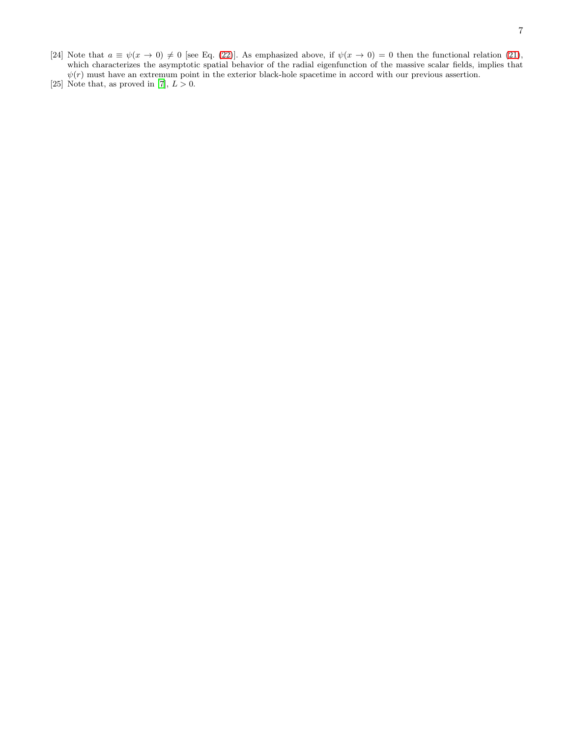[24] Note that $a \equiv \psi(x \to 0) \neq 0$ [see Eq. (22)]. As emphasized above, if $\psi(x \to 0) = 0$ then the functional relation (21), which characterizes the asymptotic spatial behavior of the radial eigenfunction of the massive scalar fields, implies that $\psi(r)$ must have an extremum point in the exterior black-hole spacetime in accord with our previous assertion.

[25] Note that, as proved in [7], $L > 0$.